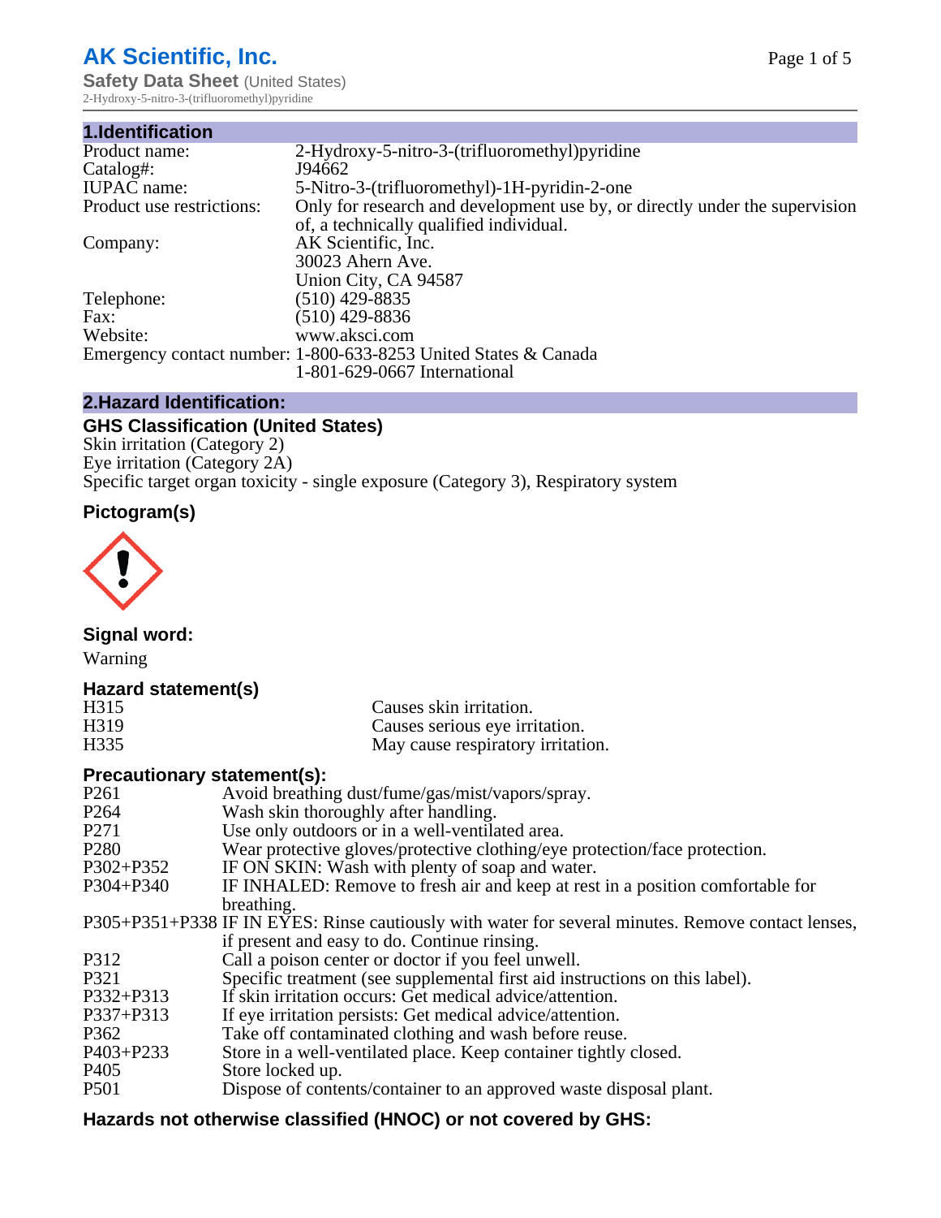# AK Scientific, Inc.

**Safety Data Sheet** (United States)
2-Hydroxy-5-nitro-3-(trifluoromethyl)pyridine

## 1.Identification

| | |
|---|---|
| Product name: | 2-Hydroxy-5-nitro-3-(trifluoromethyl)pyridine |
| Catalog#: | J94662 |
| IUPAC name: | 5-Nitro-3-(trifluoromethyl)-1H-pyridin-2-one |
| Product use restrictions: | Only for research and development use by, or directly under the supervision of, a technically qualified individual. |
| Company: | AK Scientific, Inc.<br>30023 Ahern Ave.<br>Union City, CA 94587 |
| Telephone: | (510) 429-8835 |
| Fax: | (510) 429-8836 |
| Website: | www.aksci.com |
| Emergency contact number: | 1-800-633-8253 United States & Canada<br>1-801-629-0667 International |

## 2.Hazard Identification:

### GHS Classification (United States)

Skin irritation (Category 2)
Eye irritation (Category 2A)
Specific target organ toxicity - single exposure (Category 3), Respiratory system

### Pictogram(s)

### Signal word:

Warning

### Hazard statement(s)

| | |
|---|---|
| H315 | Causes skin irritation. |
| H319 | Causes serious eye irritation. |
| H335 | May cause respiratory irritation. |

### Precautionary statement(s):

| | |
|---|---|
| P261 | Avoid breathing dust/fume/gas/mist/vapors/spray. |
| P264 | Wash skin thoroughly after handling. |
| P271 | Use only outdoors or in a well-ventilated area. |
| P280 | Wear protective gloves/protective clothing/eye protection/face protection. |
| P302+P352 | IF ON SKIN: Wash with plenty of soap and water. |
| P304+P340 | IF INHALED: Remove to fresh air and keep at rest in a position comfortable for breathing. |
| P305+P351+P338 | IF IN EYES: Rinse cautiously with water for several minutes. Remove contact lenses, if present and easy to do. Continue rinsing. |
| P312 | Call a poison center or doctor if you feel unwell. |
| P321 | Specific treatment (see supplemental first aid instructions on this label). |
| P332+P313 | If skin irritation occurs: Get medical advice/attention. |
| P337+P313 | If eye irritation persists: Get medical advice/attention. |
| P362 | Take off contaminated clothing and wash before reuse. |
| P403+P233 | Store in a well-ventilated place. Keep container tightly closed. |
| P405 | Store locked up. |
| P501 | Dispose of contents/container to an approved waste disposal plant. |

### Hazards not otherwise classified (HNOC) or not covered by GHS: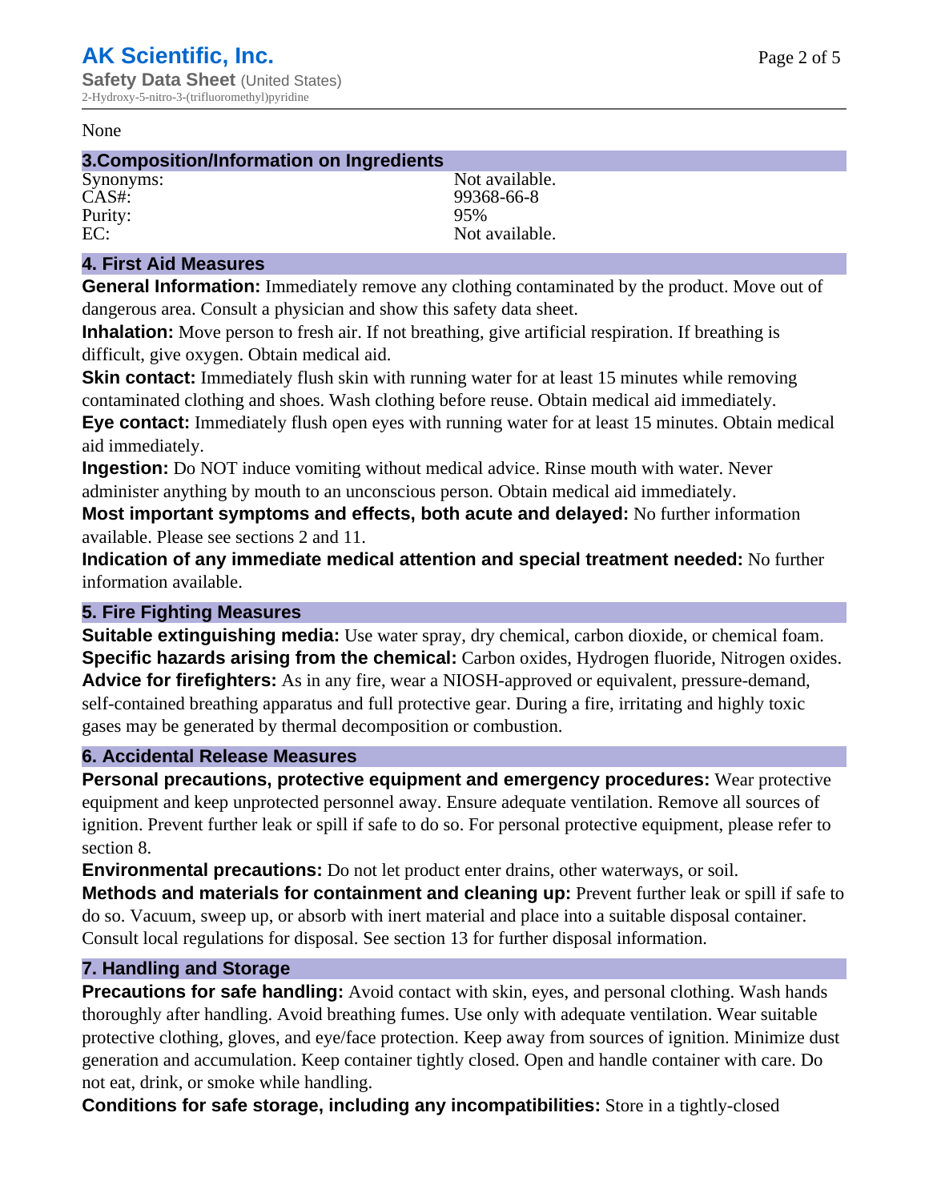None

## 3.Composition/Information on Ingredients

| | |
|---|---|
| Synonyms: | Not available. |
| CAS#: | 99368-66-8 |
| Purity: | 95% |
| EC: | Not available. |

## 4. First Aid Measures

**General Information:** Immediately remove any clothing contaminated by the product. Move out of dangerous area. Consult a physician and show this safety data sheet.

**Inhalation:** Move person to fresh air. If not breathing, give artificial respiration. If breathing is difficult, give oxygen. Obtain medical aid.

**Skin contact:** Immediately flush skin with running water for at least 15 minutes while removing contaminated clothing and shoes. Wash clothing before reuse. Obtain medical aid immediately.

**Eye contact:** Immediately flush open eyes with running water for at least 15 minutes. Obtain medical aid immediately.

**Ingestion:** Do NOT induce vomiting without medical advice. Rinse mouth with water. Never administer anything by mouth to an unconscious person. Obtain medical aid immediately.

**Most important symptoms and effects, both acute and delayed:** No further information available. Please see sections 2 and 11.

**Indication of any immediate medical attention and special treatment needed:** No further information available.

## 5. Fire Fighting Measures

**Suitable extinguishing media:** Use water spray, dry chemical, carbon dioxide, or chemical foam.

**Specific hazards arising from the chemical:** Carbon oxides, Hydrogen fluoride, Nitrogen oxides.

**Advice for firefighters:** As in any fire, wear a NIOSH-approved or equivalent, pressure-demand, self-contained breathing apparatus and full protective gear. During a fire, irritating and highly toxic gases may be generated by thermal decomposition or combustion.

## 6. Accidental Release Measures

**Personal precautions, protective equipment and emergency procedures:** Wear protective equipment and keep unprotected personnel away. Ensure adequate ventilation. Remove all sources of ignition. Prevent further leak or spill if safe to do so. For personal protective equipment, please refer to section 8.

**Environmental precautions:** Do not let product enter drains, other waterways, or soil.

**Methods and materials for containment and cleaning up:** Prevent further leak or spill if safe to do so. Vacuum, sweep up, or absorb with inert material and place into a suitable disposal container. Consult local regulations for disposal. See section 13 for further disposal information.

## 7. Handling and Storage

**Precautions for safe handling:** Avoid contact with skin, eyes, and personal clothing. Wash hands thoroughly after handling. Avoid breathing fumes. Use only with adequate ventilation. Wear suitable protective clothing, gloves, and eye/face protection. Keep away from sources of ignition. Minimize dust generation and accumulation. Keep container tightly closed. Open and handle container with care. Do not eat, drink, or smoke while handling.

**Conditions for safe storage, including any incompatibilities:** Store in a tightly-closed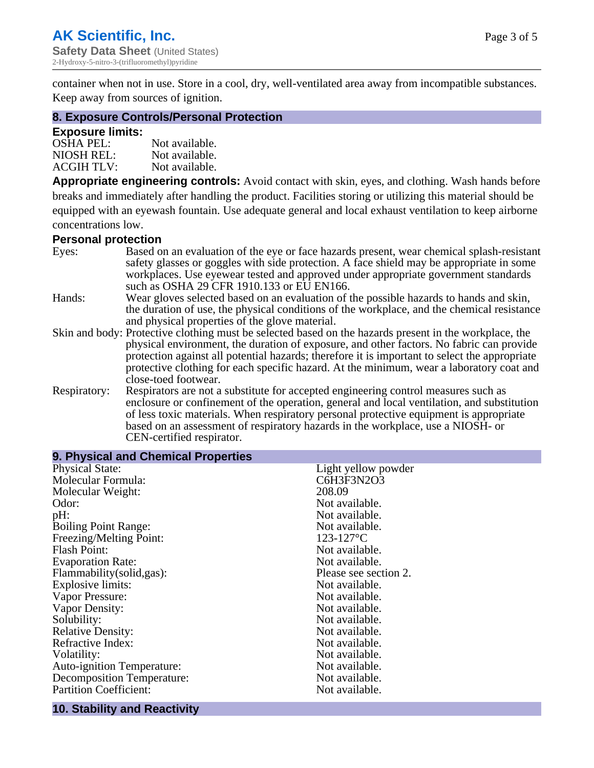container when not in use. Store in a cool, dry, well-ventilated area away from incompatible substances. Keep away from sources of ignition.

## 8. Exposure Controls/Personal Protection

### Exposure limits:

| | |
|---|---|
| OSHA PEL: | Not available. |
| NIOSH REL: | Not available. |
| ACGIH TLV: | Not available. |

**Appropriate engineering controls:** Avoid contact with skin, eyes, and clothing. Wash hands before breaks and immediately after handling the product. Facilities storing or utilizing this material should be equipped with an eyewash fountain. Use adequate general and local exhaust ventilation to keep airborne concentrations low.

### Personal protection

| | |
|---|---|
| Eyes: | Based on an evaluation of the eye or face hazards present, wear chemical splash-resistant safety glasses or goggles with side protection. A face shield may be appropriate in some workplaces. Use eyewear tested and approved under appropriate government standards such as OSHA 29 CFR 1910.133 or EU EN166. |
| Hands: | Wear gloves selected based on an evaluation of the possible hazards to hands and skin, the duration of use, the physical conditions of the workplace, and the chemical resistance and physical properties of the glove material. |
| Skin and body: | Protective clothing must be selected based on the hazards present in the workplace, the physical environment, the duration of exposure, and other factors. No fabric can provide protection against all potential hazards; therefore it is important to select the appropriate protective clothing for each specific hazard. At the minimum, wear a laboratory coat and close-toed footwear. |
| Respiratory: | Respirators are not a substitute for accepted engineering control measures such as enclosure or confinement of the operation, general and local ventilation, and substitution of less toxic materials. When respiratory personal protective equipment is appropriate based on an assessment of respiratory hazards in the workplace, use a NIOSH- or CEN-certified respirator. |

## 9. Physical and Chemical Properties

| | |
|---|---|
| Physical State: | Light yellow powder |
| Molecular Formula: | $C_6H_3F_3N_2O_3$ |
| Molecular Weight: | 208.09 |
| Odor: | Not available. |
| pH: | Not available. |
| Boiling Point Range: | Not available. |
| Freezing/Melting Point: | 123-127°C |
| Flash Point: | Not available. |
| Evaporation Rate: | Not available. |
| Flammability(solid,gas): | Please see section 2. |
| Explosive limits: | Not available. |
| Vapor Pressure: | Not available. |
| Vapor Density: | Not available. |
| Solubility: | Not available. |
| Relative Density: | Not available. |
| Refractive Index: | Not available. |
| Volatility: | Not available. |
| Auto-ignition Temperature: | Not available. |
| Decomposition Temperature: | Not available. |
| Partition Coefficient: | Not available. |

## 10. Stability and Reactivity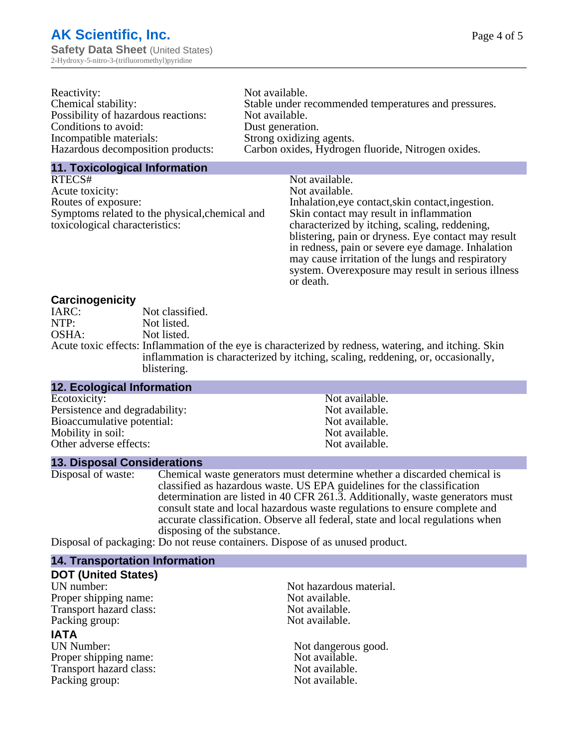| | |
|---|---|
| Reactivity: | Not available. |
| Chemical stability: | Stable under recommended temperatures and pressures. |
| Possibility of hazardous reactions: | Not available. |
| Conditions to avoid: | Dust generation. |
| Incompatible materials: | Strong oxidizing agents. |
| Hazardous decomposition products: | Carbon oxides, Hydrogen fluoride, Nitrogen oxides. |

## 11. Toxicological Information

| | |
|---|---|
| RTECS# | Not available. |
| Acute toxicity: | Not available. |
| Routes of exposure: | Inhalation,eye contact,skin contact,ingestion. |
| Symptoms related to the physical,chemical and toxicological characteristics: | Skin contact may result in inflammation characterized by itching, scaling, reddening, blistering, pain or dryness. Eye contact may result in redness, pain or severe eye damage. Inhalation may cause irritation of the lungs and respiratory system. Overexposure may result in serious illness or death. |

### Carcinogenicity

| | |
|---|---|
| IARC: | Not classified. |
| NTP: | Not listed. |
| OSHA: | Not listed. |
| Acute toxic effects: | Inflammation of the eye is characterized by redness, watering, and itching. Skin inflammation is characterized by itching, scaling, reddening, or, occasionally, blistering. |

## 12. Ecological Information

| | |
|---|---|
| Ecotoxicity: | Not available. |
| Persistence and degradability: | Not available. |
| Bioaccumulative potential: | Not available. |
| Mobility in soil: | Not available. |
| Other adverse effects: | Not available. |

## 13. Disposal Considerations

| | |
|---|---|
| Disposal of waste: | Chemical waste generators must determine whether a discarded chemical is classified as hazardous waste. US EPA guidelines for the classification determination are listed in 40 CFR 261.3. Additionally, waste generators must consult state and local hazardous waste regulations to ensure complete and accurate classification. Observe all federal, state and local regulations when disposing of the substance. |
| Disposal of packaging: | Do not reuse containers. Dispose of as unused product. |

## 14. Transportation Information

### DOT (United States)

| | |
|---|---|
| UN number: | Not hazardous material. |
| Proper shipping name: | Not available. |
| Transport hazard class: | Not available. |
| Packing group: | Not available. |

### IATA

| | |
|---|---|
| UN Number: | Not dangerous good. |
| Proper shipping name: | Not available. |
| Transport hazard class: | Not available. |
| Packing group: | Not available. |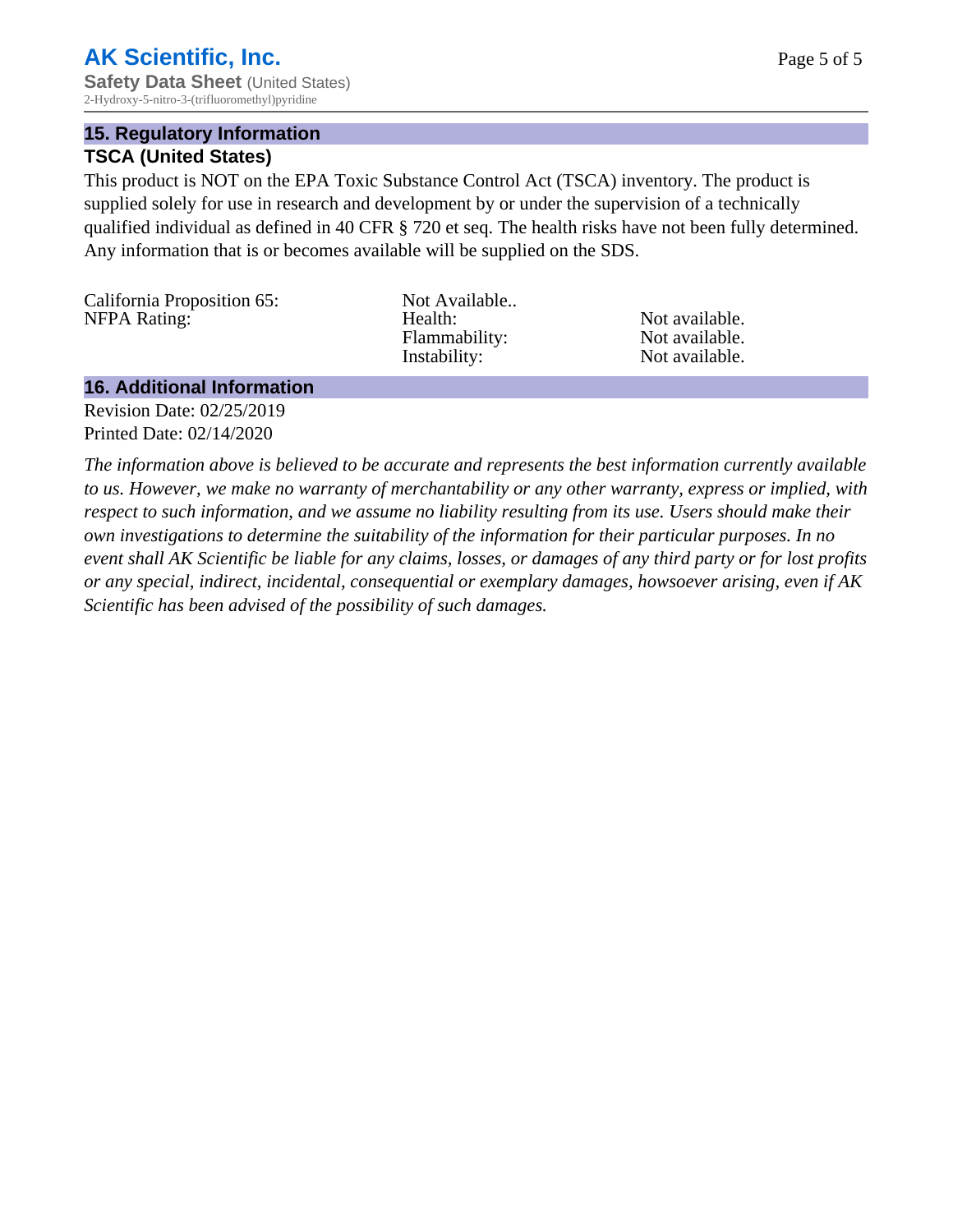## 15. Regulatory Information

### TSCA (United States)

This product is NOT on the EPA Toxic Substance Control Act (TSCA) inventory. The product is supplied solely for use in research and development by or under the supervision of a technically qualified individual as defined in 40 CFR § 720 et seq. The health risks have not been fully determined. Any information that is or becomes available will be supplied on the SDS.

| | | |
|---|---|---|
| California Proposition 65: | Not Available.. | |
| NFPA Rating: | Health: | Not available. |
| | Flammability: | Not available. |
| | Instability: | Not available. |

## 16. Additional Information

Revision Date: 02/25/2019
Printed Date: 02/14/2020

*The information above is believed to be accurate and represents the best information currently available to us. However, we make no warranty of merchantability or any other warranty, express or implied, with respect to such information, and we assume no liability resulting from its use. Users should make their own investigations to determine the suitability of the information for their particular purposes. In no event shall AK Scientific be liable for any claims, losses, or damages of any third party or for lost profits or any special, indirect, incidental, consequential or exemplary damages, howsoever arising, even if AK Scientific has been advised of the possibility of such damages.*